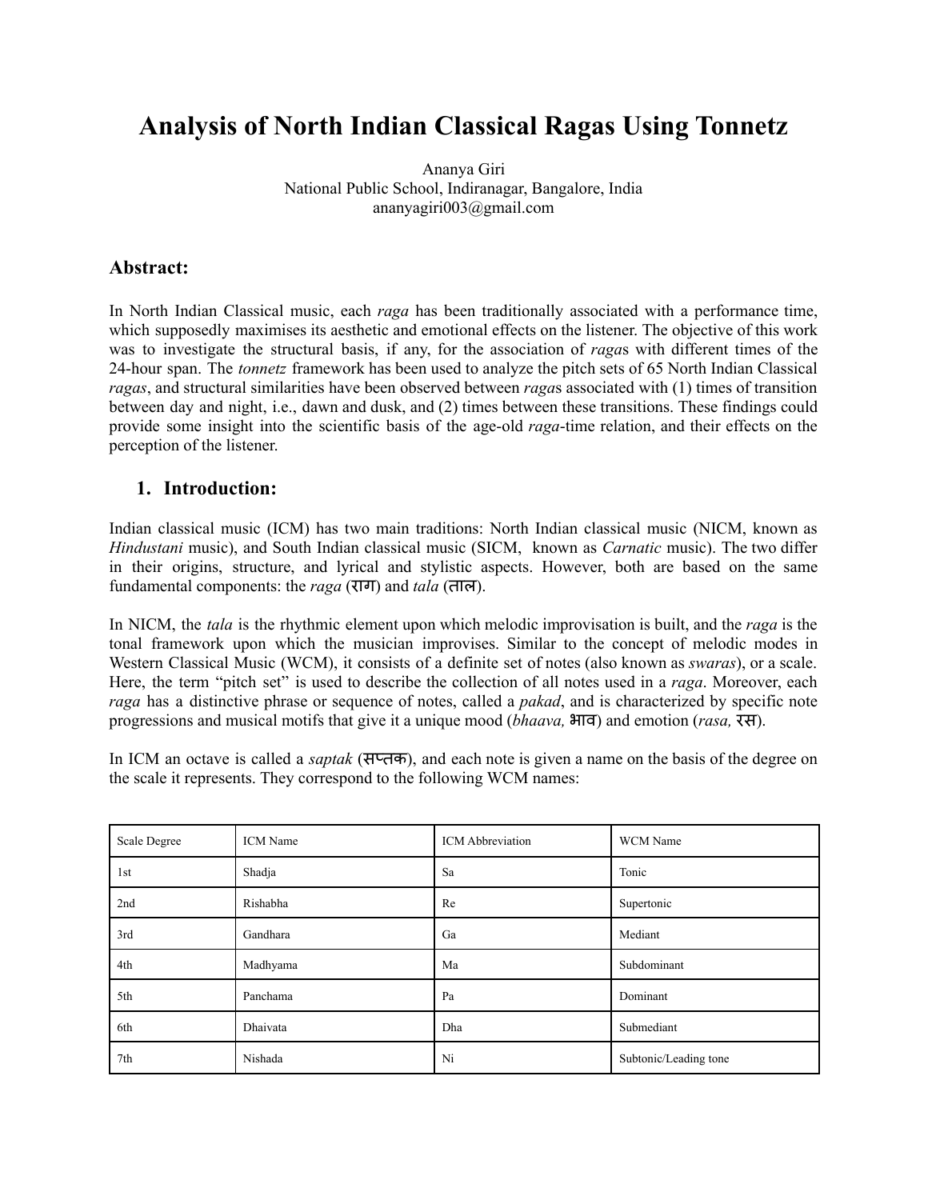# Analysis of North Indian Classical Ragas Using Tonnetz

Ananya Giri
National Public School, Indiranagar, Bangalore, India
ananyagiri003@gmail.com

## Abstract:

In North Indian Classical music, each *raga* has been traditionally associated with a performance time, which supposedly maximises its aesthetic and emotional effects on the listener. The objective of this work was to investigate the structural basis, if any, for the association of *raga*s with different times of the 24-hour span. The *tonnetz* framework has been used to analyze the pitch sets of 65 North Indian Classical *ragas*, and structural similarities have been observed between *raga*s associated with (1) times of transition between day and night, i.e., dawn and dusk, and (2) times between these transitions. These findings could provide some insight into the scientific basis of the age-old *raga*-time relation, and their effects on the perception of the listener.

## 1. Introduction:

Indian classical music (ICM) has two main traditions: North Indian classical music (NICM, known as *Hindustani* music), and South Indian classical music (SICM, known as *Carnatic* music). The two differ in their origins, structure, and lyrical and stylistic aspects. However, both are based on the same fundamental components: the *raga* (राग) and *tala* (ताल).

In NICM, the *tala* is the rhythmic element upon which melodic improvisation is built, and the *raga* is the tonal framework upon which the musician improvises. Similar to the concept of melodic modes in Western Classical Music (WCM), it consists of a definite set of notes (also known as *swaras*), or a scale. Here, the term "pitch set" is used to describe the collection of all notes used in a *raga*. Moreover, each *raga* has a distinctive phrase or sequence of notes, called a *pakad*, and is characterized by specific note progressions and musical motifs that give it a unique mood (*bhaava,* भाव) and emotion (*rasa,* रस).

In ICM an octave is called a *saptak* (सप्तक), and each note is given a name on the basis of the degree on the scale it represents. They correspond to the following WCM names:

| Scale Degree | ICM Name | ICM Abbreviation | WCM Name |
|---|---|---|---|
| 1st | Shadja | Sa | Tonic |
| 2nd | Rishabha | Re | Supertonic |
| 3rd | Gandhara | Ga | Mediant |
| 4th | Madhyama | Ma | Subdominant |
| 5th | Panchama | Pa | Dominant |
| 6th | Dhaivata | Dha | Submediant |
| 7th | Nishada | Ni | Subtonic/Leading tone |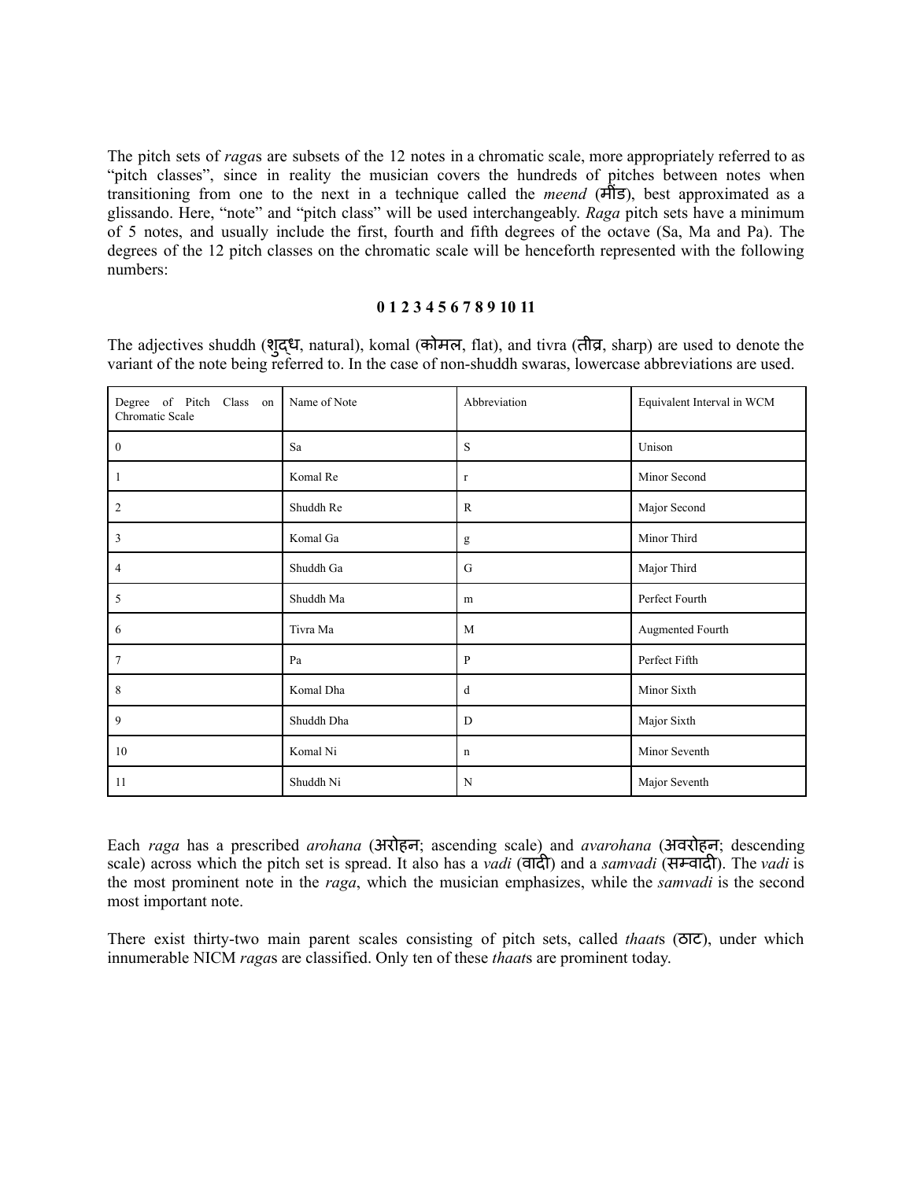The pitch sets of *raga*s are subsets of the 12 notes in a chromatic scale, more appropriately referred to as "pitch classes", since in reality the musician covers the hundreds of pitches between notes when transitioning from one to the next in a technique called the *meend* (मींड), best approximated as a glissando. Here, "note" and "pitch class" will be used interchangeably. *Raga* pitch sets have a minimum of 5 notes, and usually include the first, fourth and fifth degrees of the octave (Sa, Ma and Pa). The degrees of the 12 pitch classes on the chromatic scale will be henceforth represented with the following numbers:

**0 1 2 3 4 5 6 7 8 9 10 11**

The adjectives shuddh (शुद्ध, natural), komal (कोमल, flat), and tivra (तीव्र, sharp) are used to denote the variant of the note being referred to. In the case of non-shuddh swaras, lowercase abbreviations are used.

| Degree of Pitch Class on Chromatic Scale | Name of Note | Abbreviation | Equivalent Interval in WCM |
|---|---|---|---|
| 0 | Sa | S | Unison |
| 1 | Komal Re | r | Minor Second |
| 2 | Shuddh Re | R | Major Second |
| 3 | Komal Ga | g | Minor Third |
| 4 | Shuddh Ga | G | Major Third |
| 5 | Shuddh Ma | m | Perfect Fourth |
| 6 | Tivra Ma | M | Augmented Fourth |
| 7 | Pa | P | Perfect Fifth |
| 8 | Komal Dha | d | Minor Sixth |
| 9 | Shuddh Dha | D | Major Sixth |
| 10 | Komal Ni | n | Minor Seventh |
| 11 | Shuddh Ni | N | Major Seventh |

Each *raga* has a prescribed *arohana* (अरोहन; ascending scale) and *avarohana* (अवरोहन; descending scale) across which the pitch set is spread. It also has a *vadi* (वादी) and a *samvadi* (सम्वादी). The *vadi* is the most prominent note in the *raga*, which the musician emphasizes, while the *samvadi* is the second most important note.

There exist thirty-two main parent scales consisting of pitch sets, called *thaat*s (ठाट), under which innumerable NICM *raga*s are classified. Only ten of these *thaat*s are prominent today.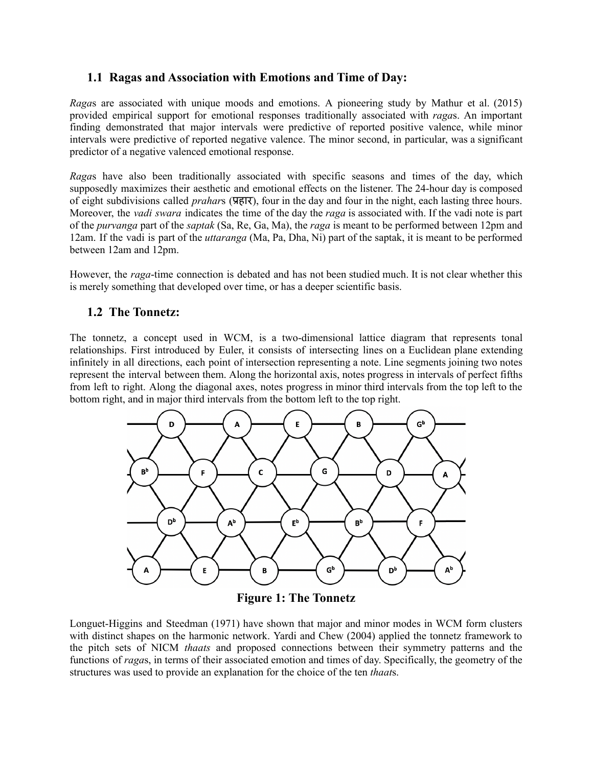## 1.1 Ragas and Association with Emotions and Time of Day:

*Raga*s are associated with unique moods and emotions. A pioneering study by Mathur et al. (2015) provided empirical support for emotional responses traditionally associated with *raga*s. An important finding demonstrated that major intervals were predictive of reported positive valence, while minor intervals were predictive of reported negative valence. The minor second, in particular, was a significant predictor of a negative valenced emotional response.

*Raga*s have also been traditionally associated with specific seasons and times of the day, which supposedly maximizes their aesthetic and emotional effects on the listener. The 24-hour day is composed of eight subdivisions called *prahar*s (प्रहार), four in the day and four in the night, each lasting three hours. Moreover, the *vadi swara* indicates the time of the day the *raga* is associated with. If the vadi note is part of the *purvanga* part of the *saptak* (Sa, Re, Ga, Ma), the *raga* is meant to be performed between 12pm and 12am. If the vadi is part of the *uttaranga* (Ma, Pa, Dha, Ni) part of the saptak, it is meant to be performed between 12am and 12pm.

However, the *raga*-time connection is debated and has not been studied much. It is not clear whether this is merely something that developed over time, or has a deeper scientific basis.

## 1.2 The Tonnetz:

The tonnetz, a concept used in WCM, is a two-dimensional lattice diagram that represents tonal relationships. First introduced by Euler, it consists of intersecting lines on a Euclidean plane extending infinitely in all directions, each point of intersection representing a note. Line segments joining two notes represent the interval between them. Along the horizontal axis, notes progress in intervals of perfect fifths from left to right. Along the diagonal axes, notes progress in minor third intervals from the top left to the bottom right, and in major third intervals from the bottom left to the top right.

**Figure 1: The Tonnetz**

Longuet-Higgins and Steedman (1971) have shown that major and minor modes in WCM form clusters with distinct shapes on the harmonic network. Yardi and Chew (2004) applied the tonnetz framework to the pitch sets of NICM *thaats* and proposed connections between their symmetry patterns and the functions of *raga*s, in terms of their associated emotion and times of day. Specifically, the geometry of the structures was used to provide an explanation for the choice of the ten *thaat*s.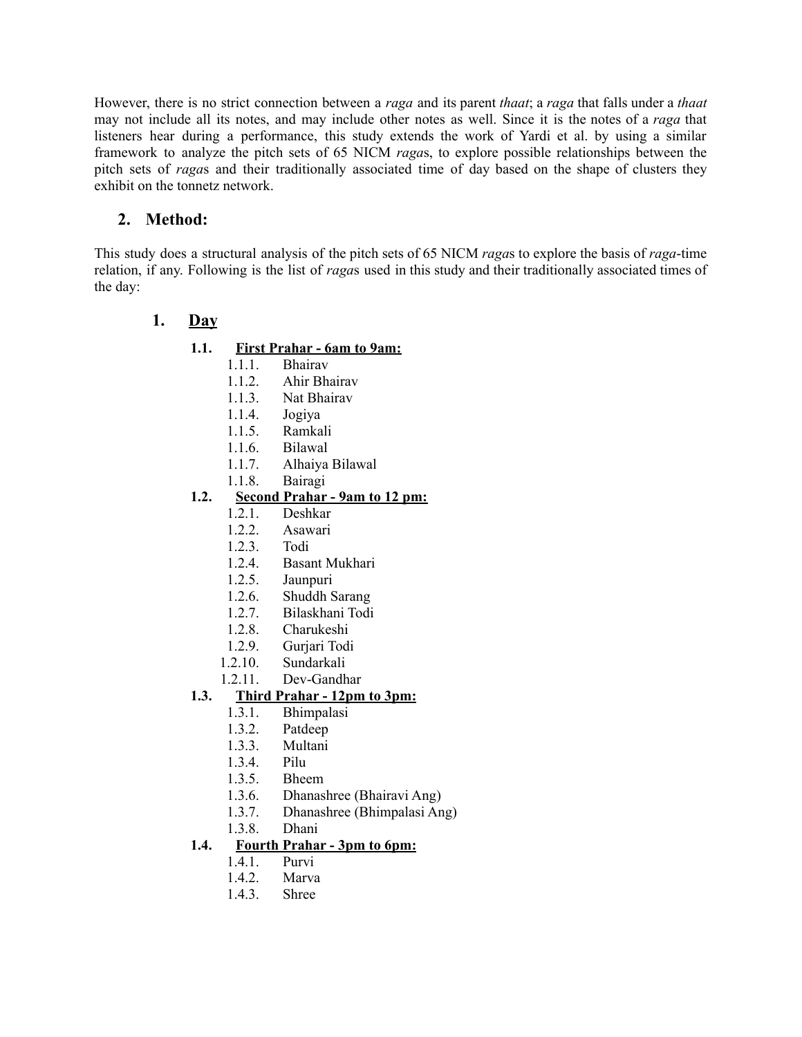However, there is no strict connection between a *raga* and its parent *thaat*; a *raga* that falls under a *thaat* may not include all its notes, and may include other notes as well. Since it is the notes of a *raga* that listeners hear during a performance, this study extends the work of Yardi et al. by using a similar framework to analyze the pitch sets of 65 NICM *raga*s, to explore possible relationships between the pitch sets of *raga*s and their traditionally associated time of day based on the shape of clusters they exhibit on the tonnetz network.

## 2. Method:

This study does a structural analysis of the pitch sets of 65 NICM *raga*s to explore the basis of *raga*-time relation, if any. Following is the list of *raga*s used in this study and their traditionally associated times of the day:

### 1. <u>Day</u>

#### 1.1. <u>First Prahar - 6am to 9am:</u>

- 1.1.1. Bhairav
- 1.1.2. Ahir Bhairav
- 1.1.3. Nat Bhairav
- 1.1.4. Jogiya
- 1.1.5. Ramkali
- 1.1.6. Bilawal
- 1.1.7. Alhaiya Bilawal
- 1.1.8. Bairagi

#### 1.2. <u>Second Prahar - 9am to 12 pm:</u>

- 1.2.1. Deshkar
- 1.2.2. Asawari
- 1.2.3. Todi
- 1.2.4. Basant Mukhari
- 1.2.5. Jaunpuri
- 1.2.6. Shuddh Sarang
- 1.2.7. Bilaskhani Todi
- 1.2.8. Charukeshi
- 1.2.9. Gurjari Todi
- 1.2.10. Sundarkali
- 1.2.11. Dev-Gandhar

#### 1.3. <u>Third Prahar - 12pm to 3pm:</u>

- 1.3.1. Bhimpalasi
- 1.3.2. Patdeep
- 1.3.3. Multani
- 1.3.4. Pilu
- 1.3.5. Bheem
- 1.3.6. Dhanashree (Bhairavi Ang)
- 1.3.7. Dhanashree (Bhimpalasi Ang)
- 1.3.8. Dhani

#### 1.4. <u>Fourth Prahar - 3pm to 6pm:</u>

- 1.4.1. Purvi
- 1.4.2. Marva
- 1.4.3. Shree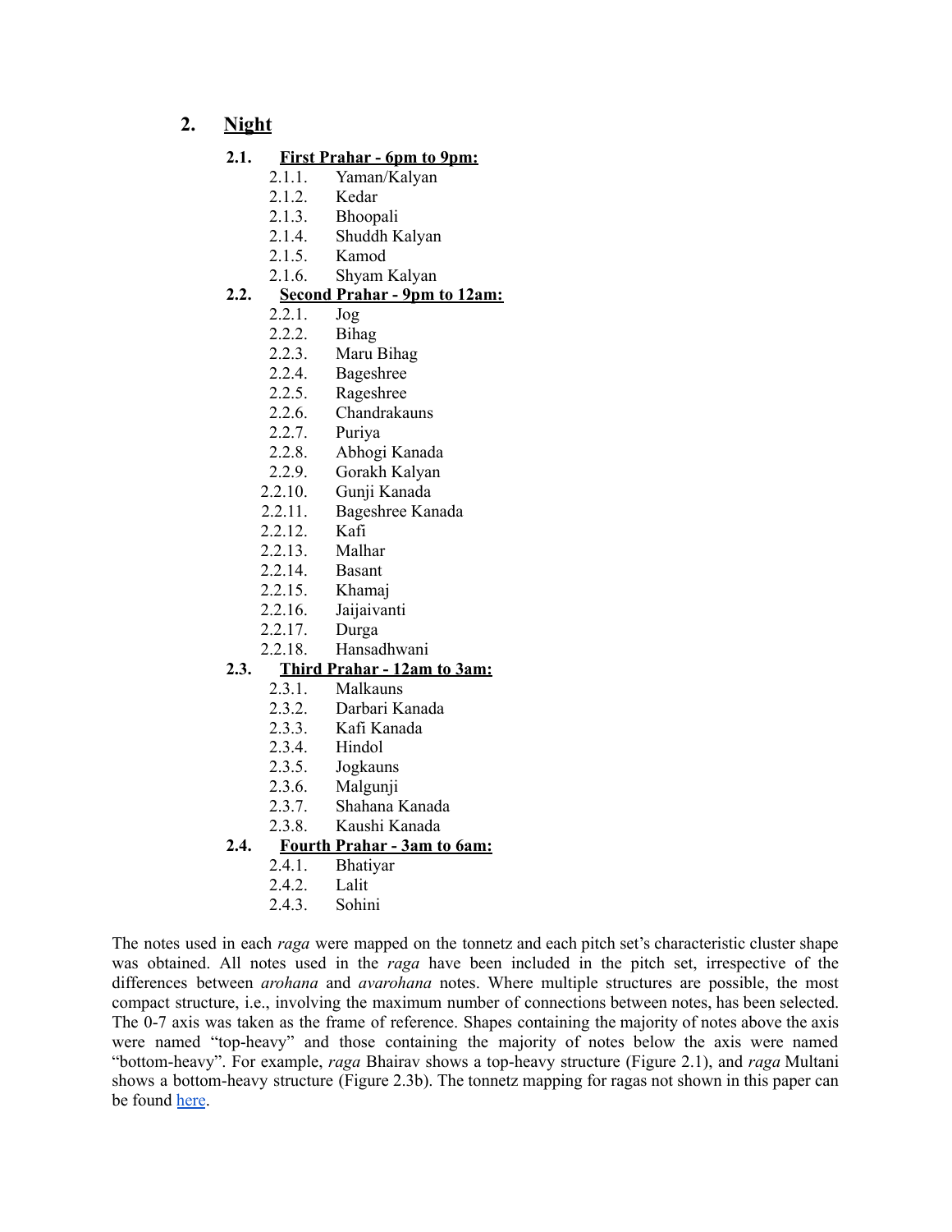## 2. Night

### 2.1. First Prahar - 6pm to 9pm:

- 2.1.1. Yaman/Kalyan
- 2.1.2. Kedar
- 2.1.3. Bhoopali
- 2.1.4. Shuddh Kalyan
- 2.1.5. Kamod
- 2.1.6. Shyam Kalyan

### 2.2. Second Prahar - 9pm to 12am:

- 2.2.1. Jog
- 2.2.2. Bihag
- 2.2.3. Maru Bihag
- 2.2.4. Bageshree
- 2.2.5. Rageshree
- 2.2.6. Chandrakauns
- 2.2.7. Puriya
- 2.2.8. Abhogi Kanada
- 2.2.9. Gorakh Kalyan
- 2.2.10. Gunji Kanada
- 2.2.11. Bageshree Kanada
- 2.2.12. Kafi
- 2.2.13. Malhar
- 2.2.14. Basant
- 2.2.15. Khamaj
- 2.2.16. Jaijaivanti
- 2.2.17. Durga
- 2.2.18. Hansadhwani

### 2.3. Third Prahar - 12am to 3am:

- 2.3.1. Malkauns
- 2.3.2. Darbari Kanada
- 2.3.3. Kafi Kanada
- 2.3.4. Hindol
- 2.3.5. Jogkauns
- 2.3.6. Malgunji
- 2.3.7. Shahana Kanada
- 2.3.8. Kaushi Kanada

### 2.4. Fourth Prahar - 3am to 6am:

- 2.4.1. Bhatiyar
- 2.4.2. Lalit
- 2.4.3. Sohini

The notes used in each *raga* were mapped on the tonnetz and each pitch set's characteristic cluster shape was obtained. All notes used in the *raga* have been included in the pitch set, irrespective of the differences between *arohana* and *avarohana* notes. Where multiple structures are possible, the most compact structure, i.e., involving the maximum number of connections between notes, has been selected. The 0-7 axis was taken as the frame of reference. Shapes containing the majority of notes above the axis were named "top-heavy" and those containing the majority of notes below the axis were named "bottom-heavy". For example, *raga* Bhairav shows a top-heavy structure (Figure 2.1), and *raga* Multani shows a bottom-heavy structure (Figure 2.3b). The tonnetz mapping for ragas not shown in this paper can be found here.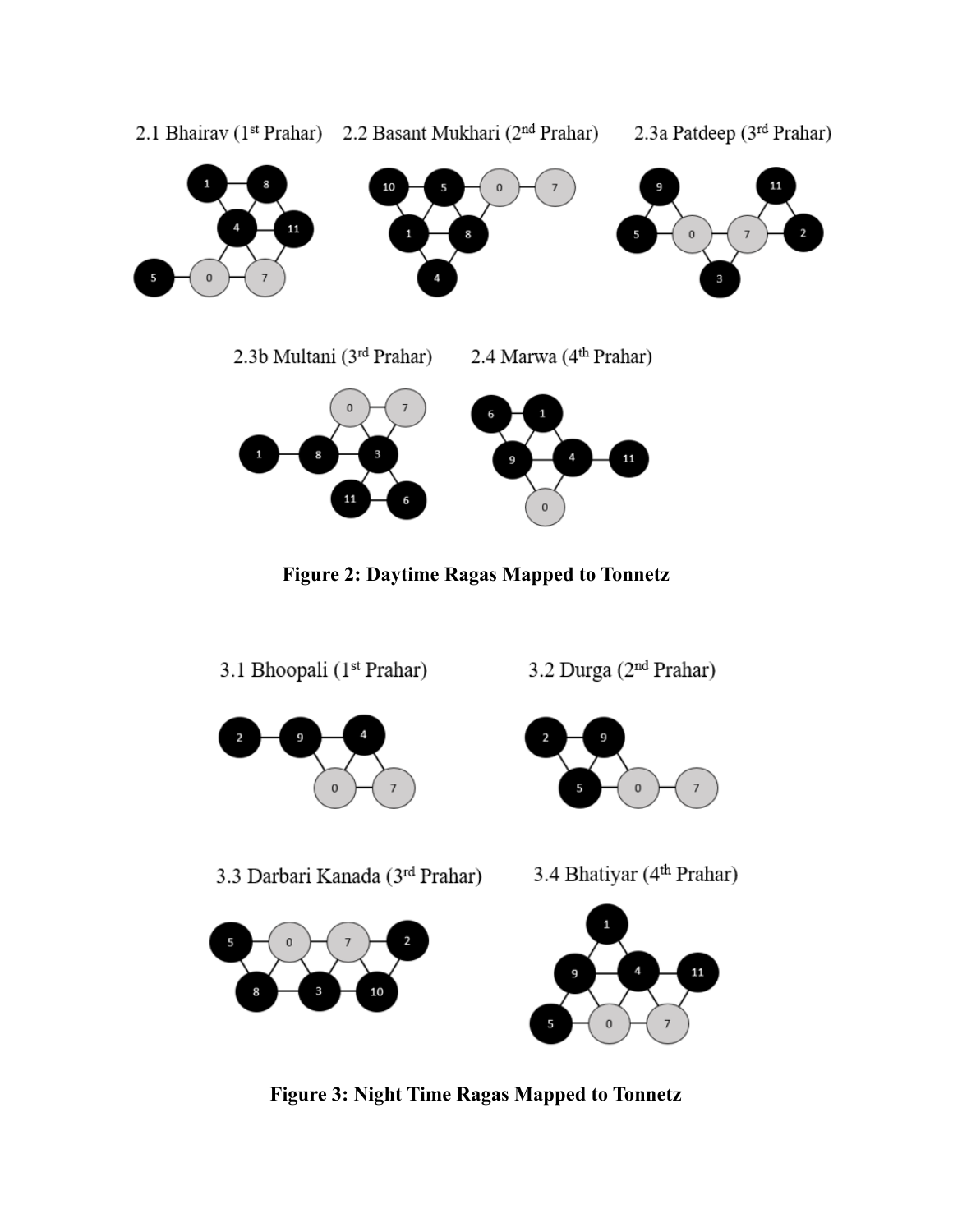2.1 Bhairav (1st Prahar)

1 8 4 11 5 0 7

2.2 Basant Mukhari (2nd Prahar)

10 5 0 7 1 8 4

2.3a Patdeep (3rd Prahar)

9 11 5 0 7 2 3

2.3b Multani (3rd Prahar)

0 7 1 8 3 11 6

2.4 Marwa (4th Prahar)

6 1 9 4 11 0

**Figure 2: Daytime Ragas Mapped to Tonnetz**

3.1 Bhoopali (1st Prahar)

2 9 4 0 7

3.2 Durga (2nd Prahar)

2 9 5 0 7

3.3 Darbari Kanada (3rd Prahar)

5 0 7 2 8 3 10

3.4 Bhatiyar (4th Prahar)

1 9 4 11 5 0 7

**Figure 3: Night Time Ragas Mapped to Tonnetz**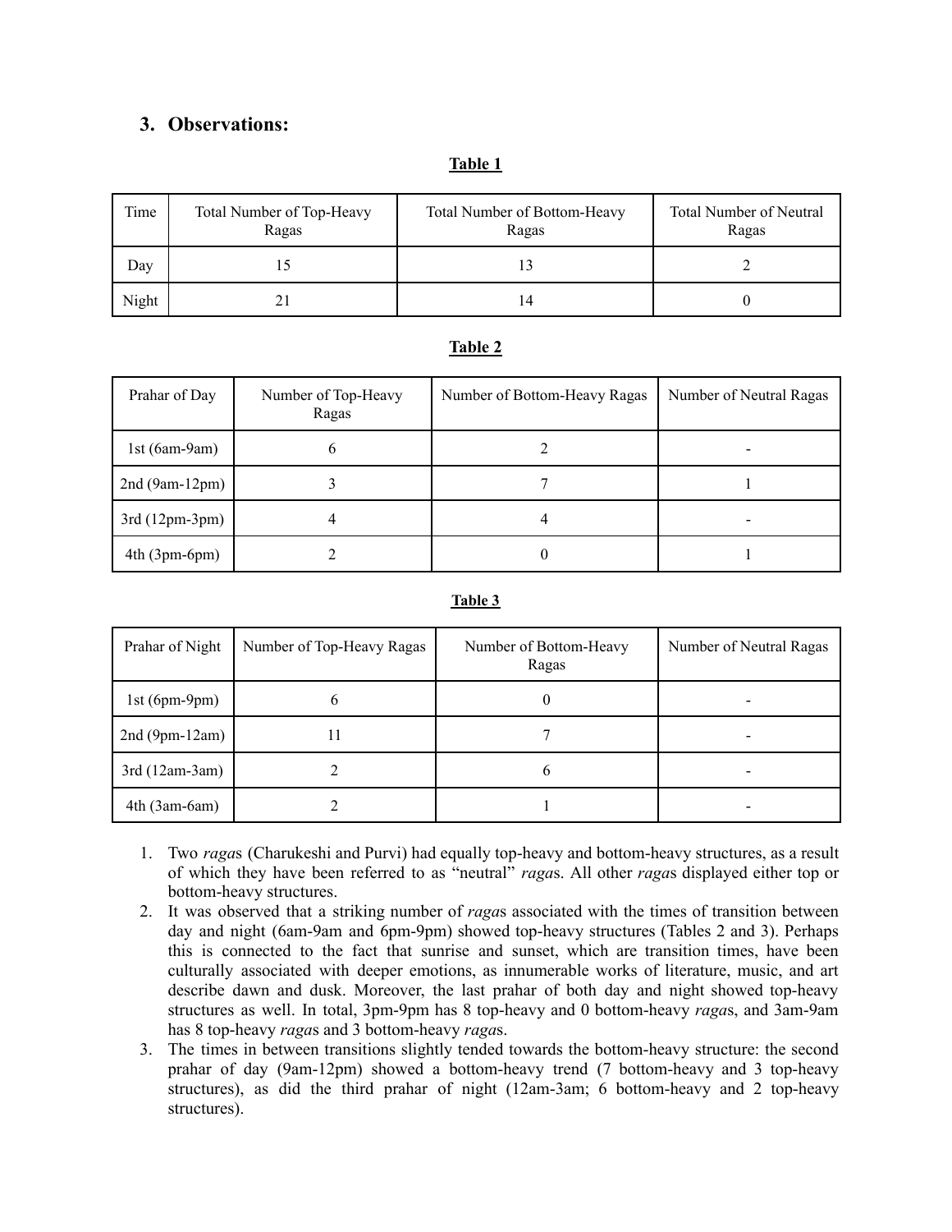## 3. Observations:

**Table 1**

| Time | Total Number of Top-Heavy Ragas | Total Number of Bottom-Heavy Ragas | Total Number of Neutral Ragas |
|---|---|---|---|
| Day | 15 | 13 | 2 |
| Night | 21 | 14 | 0 |

**Table 2**

| Prahar of Day | Number of Top-Heavy Ragas | Number of Bottom-Heavy Ragas | Number of Neutral Ragas |
|---|---|---|---|
| 1st (6am-9am) | 6 | 2 | - |
| 2nd (9am-12pm) | 3 | 7 | 1 |
| 3rd (12pm-3pm) | 4 | 4 | - |
| 4th (3pm-6pm) | 2 | 0 | 1 |

**Table 3**

| Prahar of Night | Number of Top-Heavy Ragas | Number of Bottom-Heavy Ragas | Number of Neutral Ragas |
|---|---|---|---|
| 1st (6pm-9pm) | 6 | 0 | - |
| 2nd (9pm-12am) | 11 | 7 | - |
| 3rd (12am-3am) | 2 | 6 | - |
| 4th (3am-6am) | 2 | 1 | - |

1. Two *raga*s (Charukeshi and Purvi) had equally top-heavy and bottom-heavy structures, as a result of which they have been referred to as "neutral" *raga*s. All other *raga*s displayed either top or bottom-heavy structures.
2. It was observed that a striking number of *raga*s associated with the times of transition between day and night (6am-9am and 6pm-9pm) showed top-heavy structures (Tables 2 and 3). Perhaps this is connected to the fact that sunrise and sunset, which are transition times, have been culturally associated with deeper emotions, as innumerable works of literature, music, and art describe dawn and dusk. Moreover, the last prahar of both day and night showed top-heavy structures as well. In total, 3pm-9pm has 8 top-heavy and 0 bottom-heavy *raga*s, and 3am-9am has 8 top-heavy *raga*s and 3 bottom-heavy *raga*s.
3. The times in between transitions slightly tended towards the bottom-heavy structure: the second prahar of day (9am-12pm) showed a bottom-heavy trend (7 bottom-heavy and 3 top-heavy structures), as did the third prahar of night (12am-3am; 6 bottom-heavy and 2 top-heavy structures).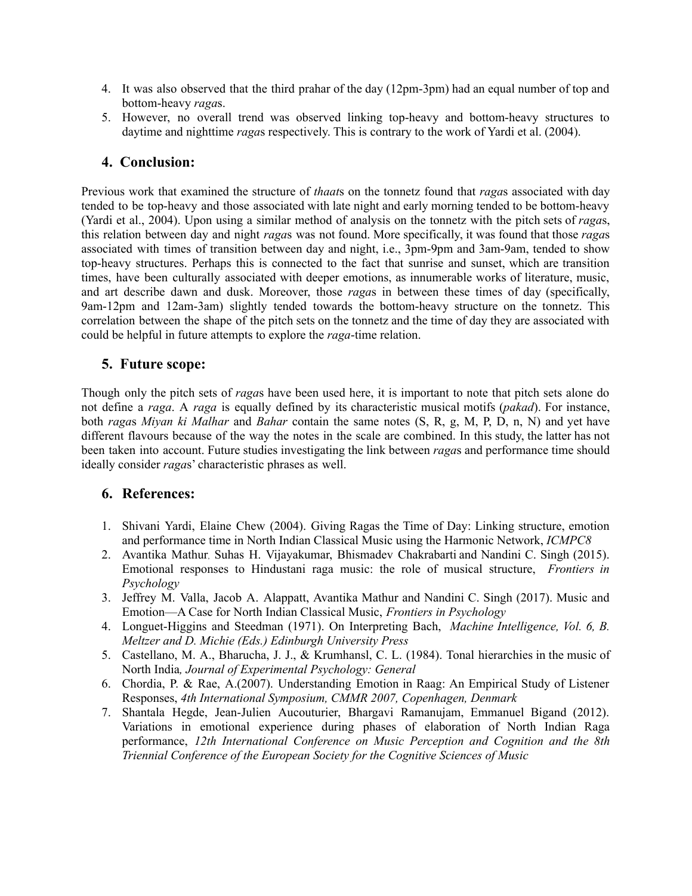4. It was also observed that the third prahar of the day (12pm-3pm) had an equal number of top and bottom-heavy *raga*s.
5. However, no overall trend was observed linking top-heavy and bottom-heavy structures to daytime and nighttime *raga*s respectively. This is contrary to the work of Yardi et al. (2004).

## 4. Conclusion:

Previous work that examined the structure of *thaat*s on the tonnetz found that *raga*s associated with day tended to be top-heavy and those associated with late night and early morning tended to be bottom-heavy (Yardi et al., 2004). Upon using a similar method of analysis on the tonnetz with the pitch sets of *raga*s, this relation between day and night *raga*s was not found. More specifically, it was found that those *raga*s associated with times of transition between day and night, i.e., 3pm-9pm and 3am-9am, tended to show top-heavy structures. Perhaps this is connected to the fact that sunrise and sunset, which are transition times, have been culturally associated with deeper emotions, as innumerable works of literature, music, and art describe dawn and dusk. Moreover, those *raga*s in between these times of day (specifically, 9am-12pm and 12am-3am) slightly tended towards the bottom-heavy structure on the tonnetz. This correlation between the shape of the pitch sets on the tonnetz and the time of day they are associated with could be helpful in future attempts to explore the *raga*-time relation.

## 5. Future scope:

Though only the pitch sets of *raga*s have been used here, it is important to note that pitch sets alone do not define a *raga*. A *raga* is equally defined by its characteristic musical motifs (*pakad*). For instance, both *raga*s *Miyan ki Malhar* and *Bahar* contain the same notes (S, R, g, M, P, D, n, N) and yet have different flavours because of the way the notes in the scale are combined. In this study, the latter has not been taken into account. Future studies investigating the link between *raga*s and performance time should ideally consider *raga*s' characteristic phrases as well.

## 6. References:

1. Shivani Yardi, Elaine Chew (2004). Giving Ragas the Time of Day: Linking structure, emotion and performance time in North Indian Classical Music using the Harmonic Network, *ICMPC8*
2. Avantika Mathur, Suhas H. Vijayakumar, Bhismadev Chakrabarti and Nandini C. Singh (2015). Emotional responses to Hindustani raga music: the role of musical structure, *Frontiers in Psychology*
3. Jeffrey M. Valla, Jacob A. Alappatt, Avantika Mathur and Nandini C. Singh (2017). Music and Emotion—A Case for North Indian Classical Music, *Frontiers in Psychology*
4. Longuet-Higgins and Steedman (1971). On Interpreting Bach, *Machine Intelligence, Vol. 6, B. Meltzer and D. Michie (Eds.) Edinburgh University Press*
5. Castellano, M. A., Bharucha, J. J., & Krumhansl, C. L. (1984). Tonal hierarchies in the music of North India*, Journal of Experimental Psychology: General*
6. Chordia, P. & Rae, A.(2007). Understanding Emotion in Raag: An Empirical Study of Listener Responses, *4th International Symposium, CMMR 2007, Copenhagen, Denmark*
7. Shantala Hegde, Jean-Julien Aucouturier, Bhargavi Ramanujam, Emmanuel Bigand (2012). Variations in emotional experience during phases of elaboration of North Indian Raga performance, *12th International Conference on Music Perception and Cognition and the 8th Triennial Conference of the European Society for the Cognitive Sciences of Music*